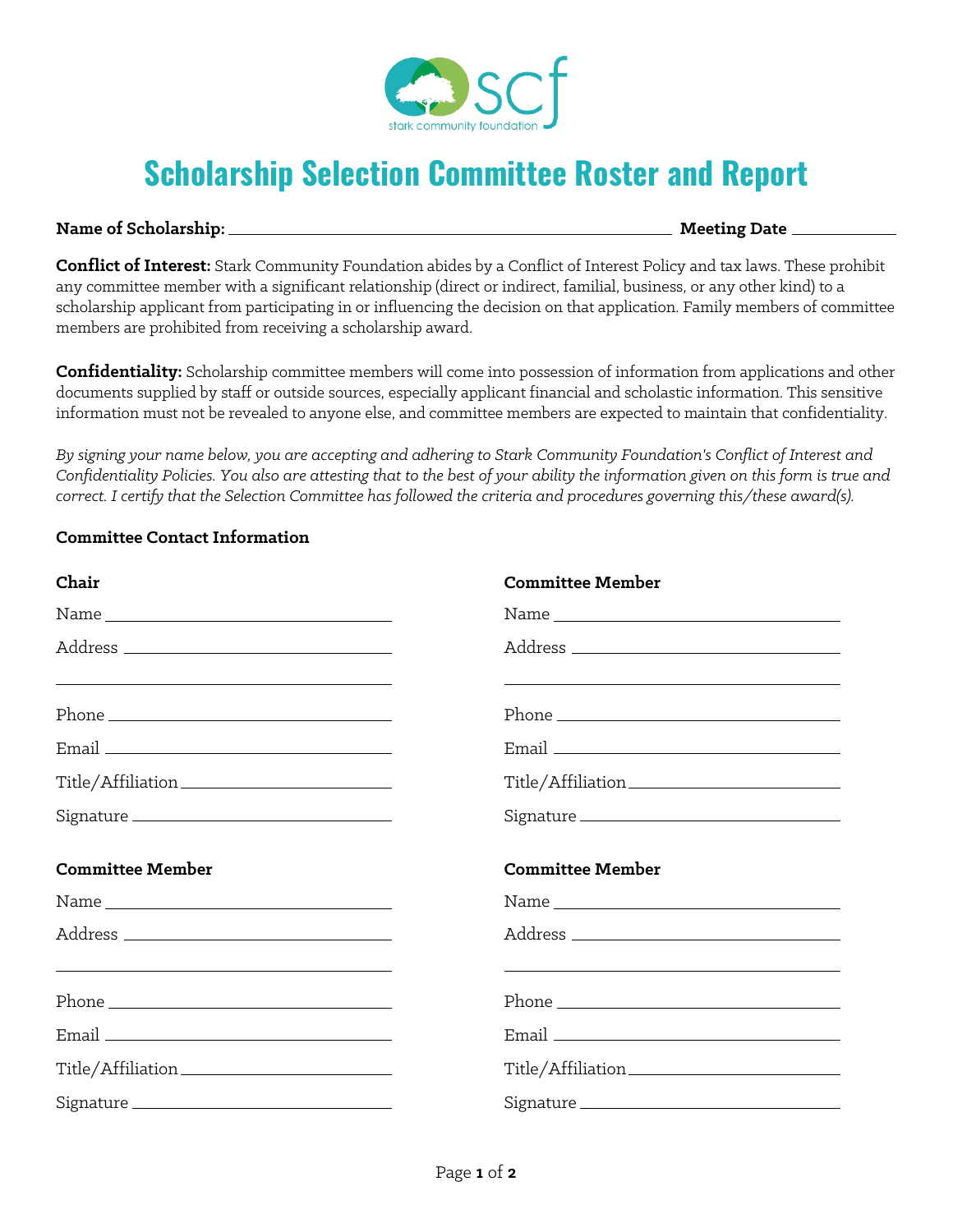stark community foundation

# Scholarship Selection Committee Roster and Report

**Name of Scholarship:** ______________________________ **Meeting Date** __________

**Conflict of Interest:** Stark Community Foundation abides by a Conflict of Interest Policy and tax laws. These prohibit any committee member with a significant relationship (direct or indirect, familial, business, or any other kind) to a scholarship applicant from participating in or influencing the decision on that application. Family members of committee members are prohibited from receiving a scholarship award.

**Confidentiality:** Scholarship committee members will come into possession of information from applications and other documents supplied by staff or outside sources, especially applicant financial and scholastic information. This sensitive information must not be revealed to anyone else, and committee members are expected to maintain that confidentiality.

*By signing your name below, you are accepting and adhering to Stark Community Foundation's Conflict of Interest and Confidentiality Policies. You also are attesting that to the best of your ability the information given on this form is true and correct. I certify that the Selection Committee has followed the criteria and procedures governing this/these award(s).*

**Committee Contact Information**

**Chair**

Name ______________________

Address ______________________

______________________

Phone ______________________

Email ______________________

Title/Affiliation ______________________

Signature ______________________

**Committee Member**

Name ______________________

Address ______________________

______________________

Phone ______________________

Email ______________________

Title/Affiliation ______________________

Signature ______________________

**Committee Member**

Name ______________________

Address ______________________

______________________

Phone ______________________

Email ______________________

Title/Affiliation ______________________

Signature ______________________

**Committee Member**

Name ______________________

Address ______________________

______________________

Phone ______________________

Email ______________________

Title/Affiliation ______________________

Signature ______________________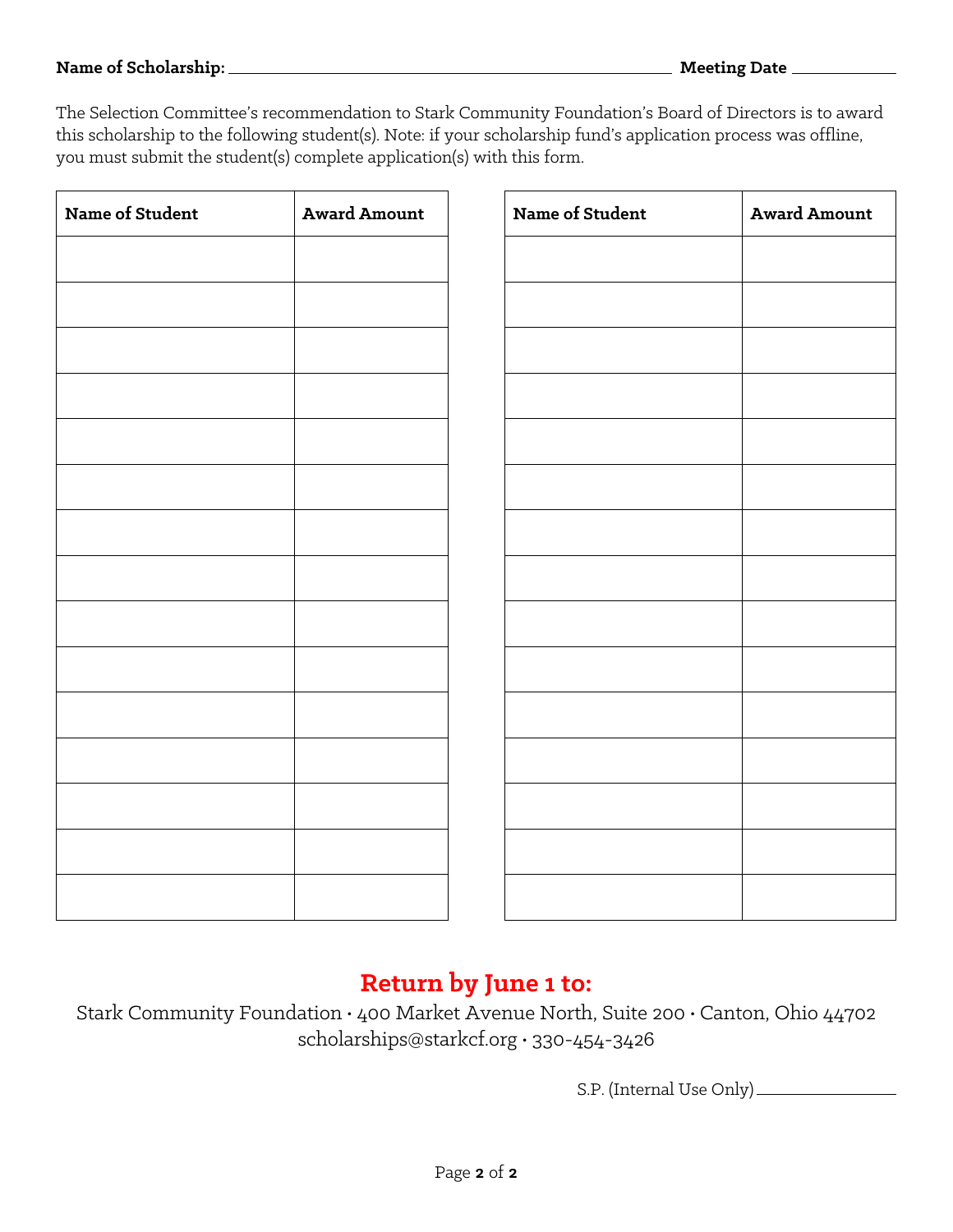**Name of Scholarship:** ______________________________________________ **Meeting Date** __________

The Selection Committee's recommendation to Stark Community Foundation's Board of Directors is to award this scholarship to the following student(s). Note: if your scholarship fund's application process was offline, you must submit the student(s) complete application(s) with this form.

| Name of Student | Award Amount |
|---|---|
| | |
| | |
| | |
| | |
| | |
| | |
| | |
| | |
| | |
| | |
| | |
| | |
| | |
| | |
| | |

| Name of Student | Award Amount |
|---|---|
| | |
| | |
| | |
| | |
| | |
| | |
| | |
| | |
| | |
| | |
| | |
| | |
| | |
| | |
| | |

## Return by June 1 to:

Stark Community Foundation • 400 Market Avenue North, Suite 200 • Canton, Ohio 44702
scholarships@starkcf.org • 330-454-3426

S.P. (Internal Use Only) __________